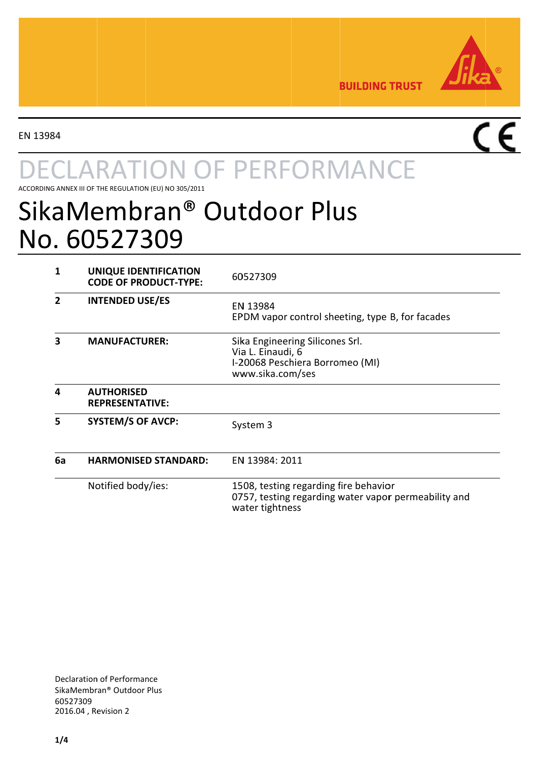BUILDING TRUST

EN 13984

# DECLARATION OF PERFORMANCE

ACCORDING ANNEX III OF THE REGULATION (EU) NO 305/2011

# SikaMembran® Outdoor Plus
# No. 60527309

| | | |
|---|---|---|
| **1** | **UNIQUE IDENTIFICATION CODE OF PRODUCT-TYPE:** | 60527309 |
| **2** | **INTENDED USE/ES** | EN 13984<br>EPDM vapor control sheeting, type B, for facades |
| **3** | **MANUFACTURER:** | Sika Engineering Silicones Srl.<br>Via L. Einaudi, 6<br>I-20068 Peschiera Borromeo (MI)<br>www.sika.com/ses |
| **4** | **AUTHORISED REPRESENTATIVE:** | |
| **5** | **SYSTEM/S OF AVCP:** | System 3 |
| **6a** | **HARMONISED STANDARD:** | EN 13984: 2011 |
| | Notified body/ies: | 1508, testing regarding fire behavior<br>0757, testing regarding water vapor permeability and water tightness |

Declaration of Performance
SikaMembran® Outdoor Plus
60527309
2016.04 , Revision 2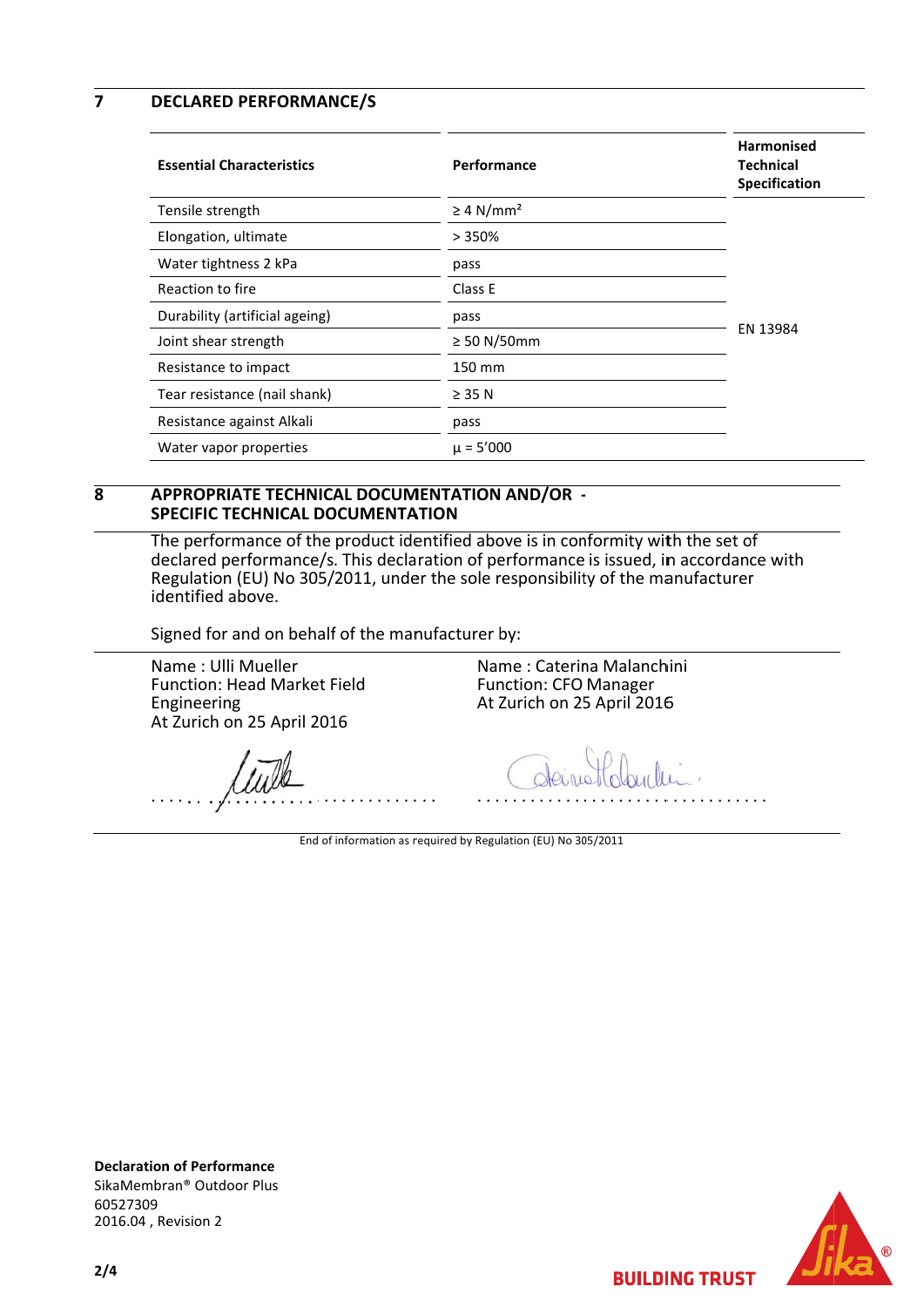## 7 DECLARED PERFORMANCE/S

| Essential Characteristics | Performance | Harmonised Technical Specification |
|---|---|---|
| Tensile strength | $\geq$ 4 N/mm² | EN 13984 |
| Elongation, ultimate | > 350% | |
| Water tightness 2 kPa | pass | |
| Reaction to fire | Class E | |
| Durability (artificial ageing) | pass | |
| Joint shear strength | $\geq$ 50 N/50mm | |
| Resistance to impact | 150 mm | |
| Tear resistance (nail shank) | $\geq$ 35 N | |
| Resistance against Alkali | pass | |
| Water vapor properties | $\mu$ = 5'000 | |

## 8 APPROPRIATE TECHNICAL DOCUMENTATION AND/OR SPECIFIC TECHNICAL DOCUMENTATION

The performance of the product identified above is in conformity with the set of declared performance/s. This declaration of performance is issued, in accordance with Regulation (EU) No 305/2011, under the sole responsibility of the manufacturer identified above.

Signed for and on behalf of the manufacturer by:

Name : Ulli Mueller
Function: Head Market Field Engineering
At Zurich on 25 April 2016

Name : Caterina Malanchini
Function: CFO Manager
At Zurich on 25 April 2016

End of information as required by Regulation (EU) No 305/2011

**Declaration of Performance**
SikaMembran® Outdoor Plus
60527309
2016.04 , Revision 2

BUILDING TRUST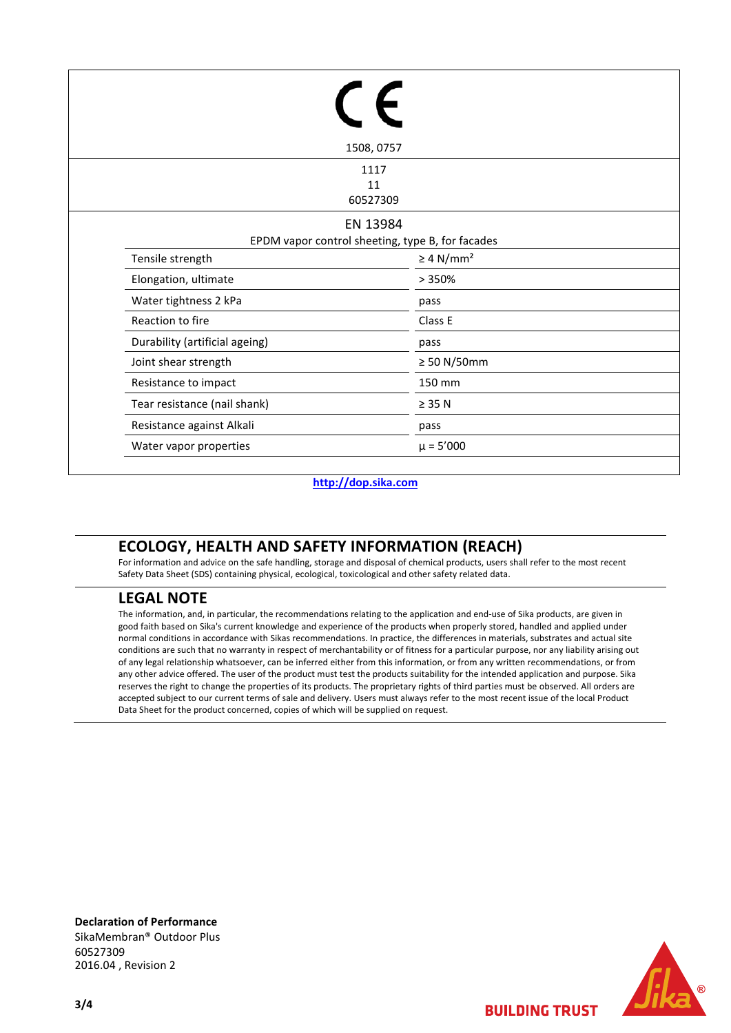CE

1508, 0757

1117

11

60527309

EN 13984

EPDM vapor control sheeting, type B, for facades

| | |
|---|---|
| Tensile strength | ≥ 4 N/mm² |
| Elongation, ultimate | > 350% |
| Water tightness 2 kPa | pass |
| Reaction to fire | Class E |
| Durability (artificial ageing) | pass |
| Joint shear strength | ≥ 50 N/50mm |
| Resistance to impact | 150 mm |
| Tear resistance (nail shank) | ≥ 35 N |
| Resistance against Alkali | pass |
| Water vapor properties | μ = 5’000 |

http://dop.sika.com

## ECOLOGY, HEALTH AND SAFETY INFORMATION (REACH)

For information and advice on the safe handling, storage and disposal of chemical products, users shall refer to the most recent Safety Data Sheet (SDS) containing physical, ecological, toxicological and other safety related data.

## LEGAL NOTE

The information, and, in particular, the recommendations relating to the application and end-use of Sika products, are given in good faith based on Sika's current knowledge and experience of the products when properly stored, handled and applied under normal conditions in accordance with Sikas recommendations. In practice, the differences in materials, substrates and actual site conditions are such that no warranty in respect of merchantability or of fitness for a particular purpose, nor any liability arising out of any legal relationship whatsoever, can be inferred either from this information, or from any written recommendations, or from any other advice offered. The user of the product must test the products suitability for the intended application and purpose. Sika reserves the right to change the properties of its products. The proprietary rights of third parties must be observed. All orders are accepted subject to our current terms of sale and delivery. Users must always refer to the most recent issue of the local Product Data Sheet for the product concerned, copies of which will be supplied on request.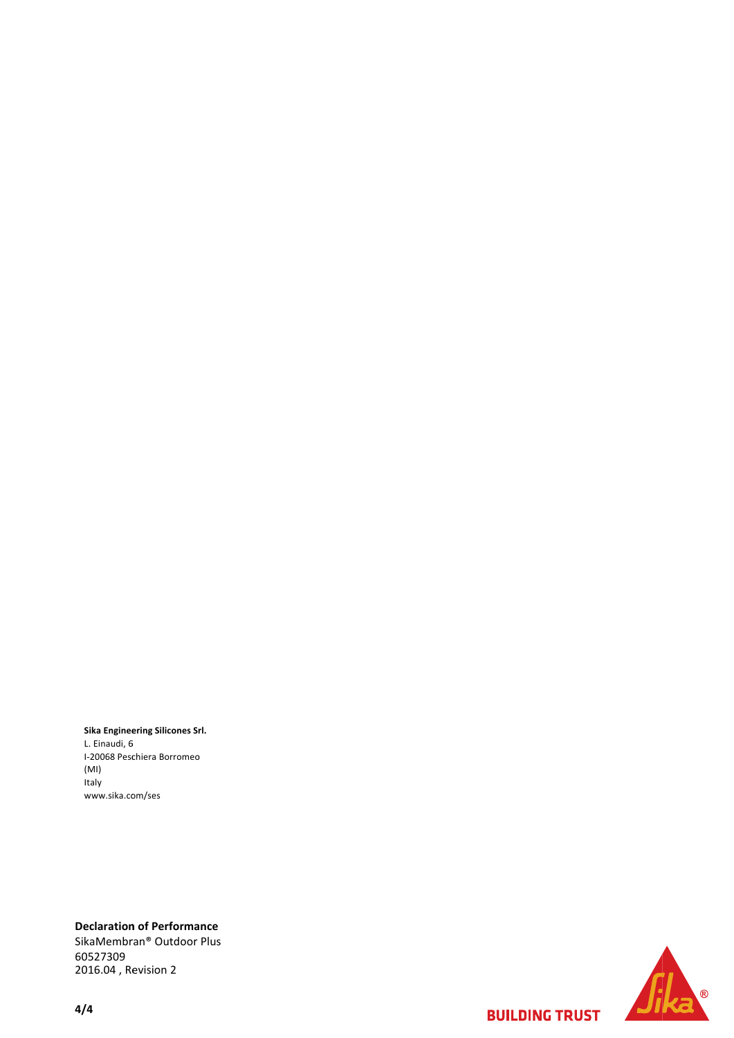**Sika Engineering Silicones Srl.**
L. Einaudi, 6
I-20068 Peschiera Borromeo
(MI)
Italy
www.sika.com/ses

**Declaration of Performance**
SikaMembran® Outdoor Plus
60527309
2016.04 , Revision 2

BUILDING TRUST